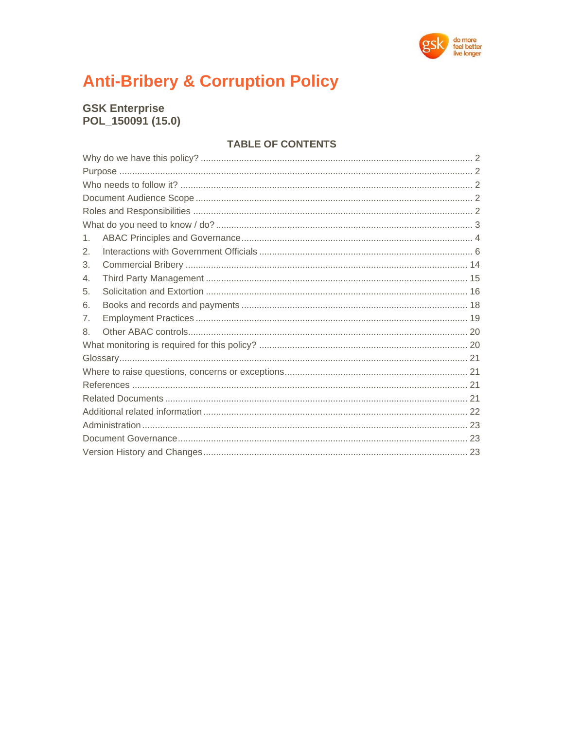# Anti-Bribery & Corruption Policy

**GSK Enterprise**
**POL_150091 (15.0)**

## TABLE OF CONTENTS

Why do we have this policy? ........................................................ 2
Purpose ........................................................ 2
Who needs to follow it? ........................................................ 2
Document Audience Scope ........................................................ 2
Roles and Responsibilities ........................................................ 2
What do you need to know / do? ........................................................ 3
1. ABAC Principles and Governance ........................................................ 4
2. Interactions with Government Officials ........................................................ 6
3. Commercial Bribery ........................................................ 14
4. Third Party Management ........................................................ 15
5. Solicitation and Extortion ........................................................ 16
6. Books and records and payments ........................................................ 18
7. Employment Practices ........................................................ 19
8. Other ABAC controls ........................................................ 20
What monitoring is required for this policy? ........................................................ 20
Glossary ........................................................ 21
Where to raise questions, concerns or exceptions ........................................................ 21
References ........................................................ 21
Related Documents ........................................................ 21
Additional related information ........................................................ 22
Administration ........................................................ 23
Document Governance ........................................................ 23
Version History and Changes ........................................................ 23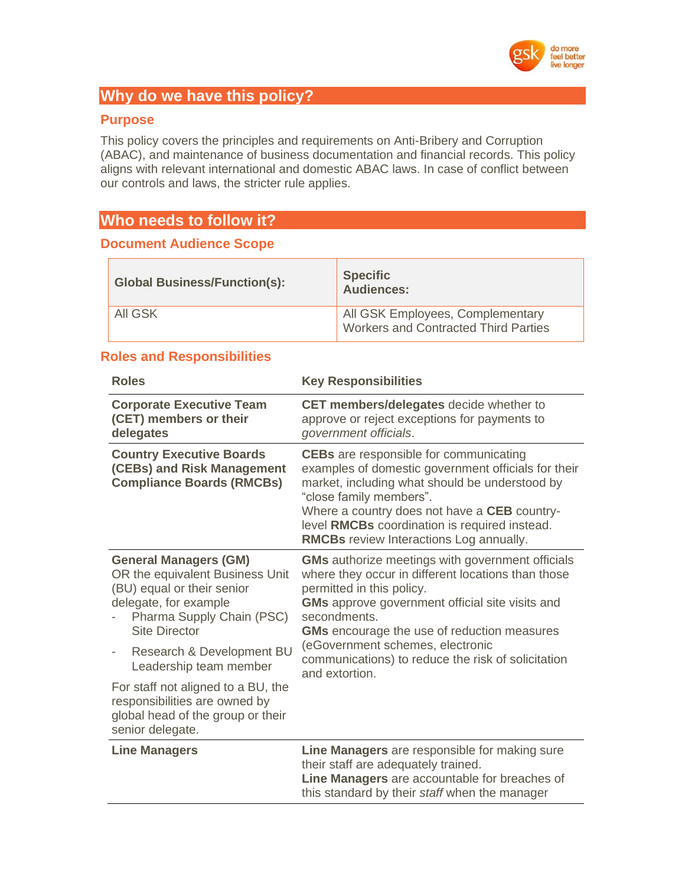## Why do we have this policy?

### Purpose

This policy covers the principles and requirements on Anti-Bribery and Corruption (ABAC), and maintenance of business documentation and financial records. This policy aligns with relevant international and domestic ABAC laws. In case of conflict between our controls and laws, the stricter rule applies.

## Who needs to follow it?

### Document Audience Scope

| Global Business/Function(s): | Specific Audiences: |
|---|---|
| All GSK | All GSK Employees, Complementary Workers and Contracted Third Parties |

### Roles and Responsibilities

| Roles | Key Responsibilities |
|---|---|
| **Corporate Executive Team (CET) members or their delegates** | **CET members/delegates** decide whether to approve or reject exceptions for payments to *government officials*. |
| **Country Executive Boards (CEBs) and Risk Management Compliance Boards (RMCBs)** | **CEBs** are responsible for communicating examples of domestic government officials for their market, including what should be understood by "close family members".<br>Where a country does not have a **CEB** country-level **RMCBs** coordination is required instead.<br>**RMCBs** review Interactions Log annually. |
| **General Managers (GM)** OR the equivalent Business Unit (BU) equal or their senior delegate, for example<br>- Pharma Supply Chain (PSC) Site Director<br>- Research & Development BU Leadership team member<br>For staff not aligned to a BU, the responsibilities are owned by global head of the group or their senior delegate. | **GMs** authorize meetings with government officials where they occur in different locations than those permitted in this policy.<br>**GMs** approve government official site visits and secondments.<br>**GMs** encourage the use of reduction measures (eGovernment schemes, electronic communications) to reduce the risk of solicitation and extortion. |
| **Line Managers** | **Line Managers** are responsible for making sure their staff are adequately trained.<br>**Line Managers** are accountable for breaches of this standard by their *staff* when the manager |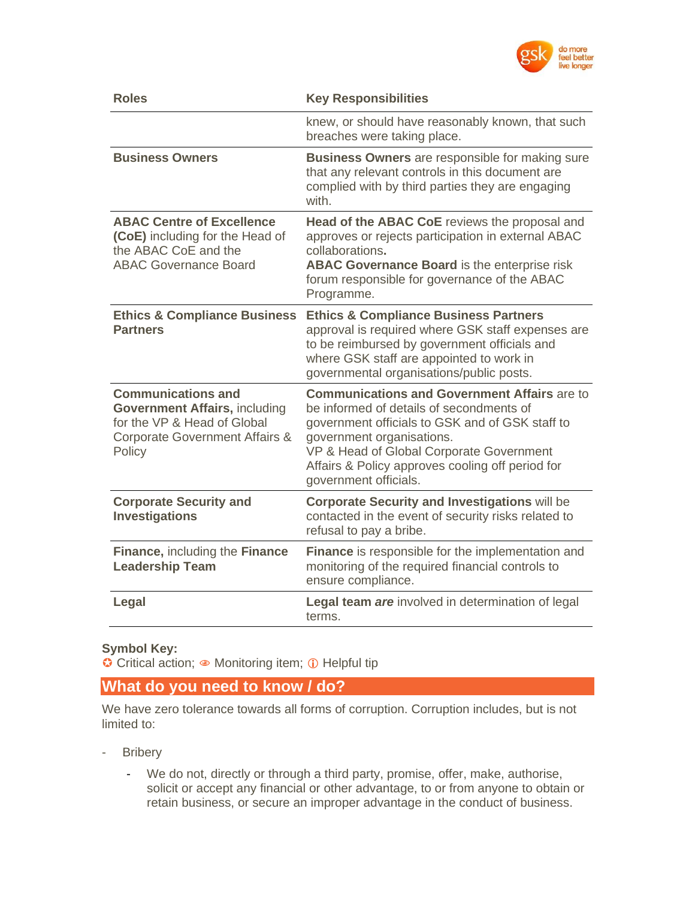| Roles | Key Responsibilities |
|---|---|
| | knew, or should have reasonably known, that such breaches were taking place. |
| **Business Owners** | **Business Owners** are responsible for making sure that any relevant controls in this document are complied with by third parties they are engaging with. |
| **ABAC Centre of Excellence (CoE)** including for the Head of the ABAC CoE and the ABAC Governance Board | **Head of the ABAC CoE** reviews the proposal and approves or rejects participation in external ABAC collaborations**.** **ABAC Governance Board** is the enterprise risk forum responsible for governance of the ABAC Programme. |
| **Ethics & Compliance Business Partners** | **Ethics & Compliance Business Partners** approval is required where GSK staff expenses are to be reimbursed by government officials and where GSK staff are appointed to work in governmental organisations/public posts. |
| **Communications and Government Affairs,** including for the VP & Head of Global Corporate Government Affairs & Policy | **Communications and Government Affairs** are to be informed of details of secondments of government officials to GSK and of GSK staff to government organisations. VP & Head of Global Corporate Government Affairs & Policy approves cooling off period for government officials. |
| **Corporate Security and Investigations** | **Corporate Security and Investigations** will be contacted in the event of security risks related to refusal to pay a bribe. |
| **Finance,** including the **Finance Leadership Team** | **Finance** is responsible for the implementation and monitoring of the required financial controls to ensure compliance. |
| **Legal** | **Legal team** ***are*** involved in determination of legal terms. |

**Symbol Key:**
✪ Critical action; 👁 Monitoring item; ⓘ Helpful tip

## What do you need to know / do?

We have zero tolerance towards all forms of corruption. Corruption includes, but is not limited to:

- Bribery
  - We do not, directly or through a third party, promise, offer, make, authorise, solicit or accept any financial or other advantage, to or from anyone to obtain or retain business, or secure an improper advantage in the conduct of business.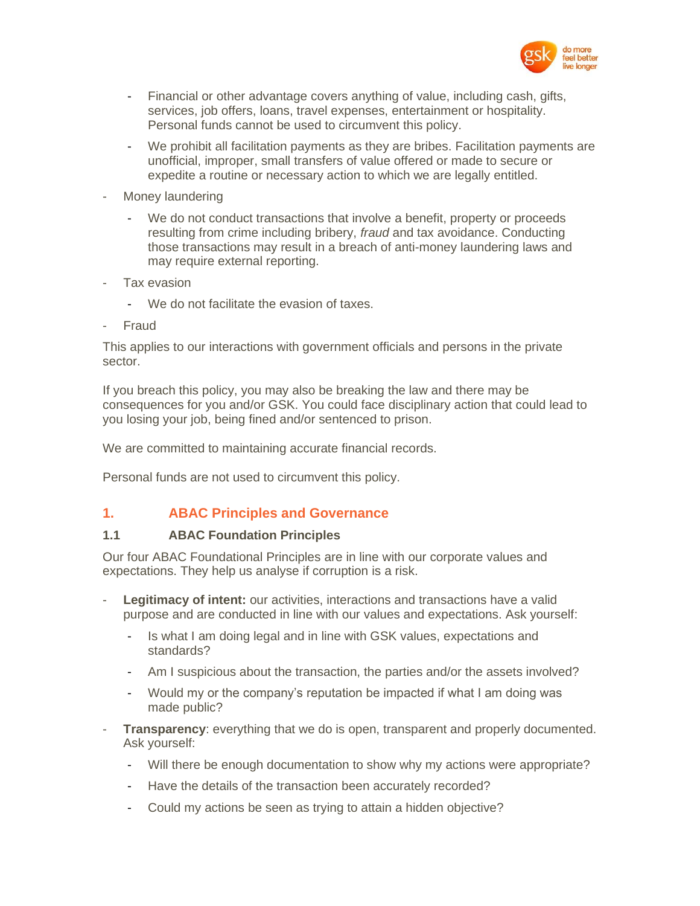- Financial or other advantage covers anything of value, including cash, gifts, services, job offers, loans, travel expenses, entertainment or hospitality. Personal funds cannot be used to circumvent this policy.
  - We prohibit all facilitation payments as they are bribes. Facilitation payments are unofficial, improper, small transfers of value offered or made to secure or expedite a routine or necessary action to which we are legally entitled.
- Money laundering
  - We do not conduct transactions that involve a benefit, property or proceeds resulting from crime including bribery, *fraud* and tax avoidance. Conducting those transactions may result in a breach of anti-money laundering laws and may require external reporting.
- Tax evasion
  - We do not facilitate the evasion of taxes.
- Fraud

This applies to our interactions with government officials and persons in the private sector.

If you breach this policy, you may also be breaking the law and there may be consequences for you and/or GSK. You could face disciplinary action that could lead to you losing your job, being fined and/or sentenced to prison.

We are committed to maintaining accurate financial records.

Personal funds are not used to circumvent this policy.

## 1. ABAC Principles and Governance

### 1.1 ABAC Foundation Principles

Our four ABAC Foundational Principles are in line with our corporate values and expectations. They help us analyse if corruption is a risk.

- **Legitimacy of intent:** our activities, interactions and transactions have a valid purpose and are conducted in line with our values and expectations. Ask yourself:
  - Is what I am doing legal and in line with GSK values, expectations and standards?
  - Am I suspicious about the transaction, the parties and/or the assets involved?
  - Would my or the company's reputation be impacted if what I am doing was made public?
- **Transparency**: everything that we do is open, transparent and properly documented. Ask yourself:
  - Will there be enough documentation to show why my actions were appropriate?
  - Have the details of the transaction been accurately recorded?
  - Could my actions be seen as trying to attain a hidden objective?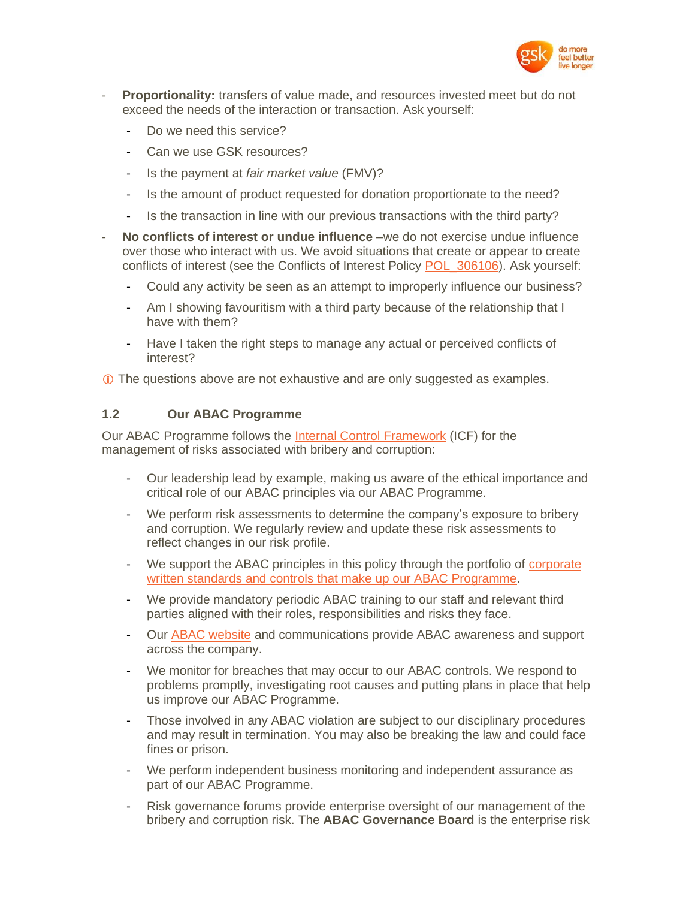- **Proportionality:** transfers of value made, and resources invested meet but do not exceed the needs of the interaction or transaction. Ask yourself:
  - Do we need this service?
  - Can we use GSK resources?
  - Is the payment at *fair market value* (FMV)?
  - Is the amount of product requested for donation proportionate to the need?
  - Is the transaction in line with our previous transactions with the third party?
- **No conflicts of interest or undue influence** –we do not exercise undue influence over those who interact with us. We avoid situations that create or appear to create conflicts of interest (see the Conflicts of Interest Policy POL_306106). Ask yourself:
  - Could any activity be seen as an attempt to improperly influence our business?
  - Am I showing favouritism with a third party because of the relationship that I have with them?
  - Have I taken the right steps to manage any actual or perceived conflicts of interest?

ⓘ The questions above are not exhaustive and are only suggested as examples.

### 1.2 Our ABAC Programme

Our ABAC Programme follows the Internal Control Framework (ICF) for the management of risks associated with bribery and corruption:

- Our leadership lead by example, making us aware of the ethical importance and critical role of our ABAC principles via our ABAC Programme.
- We perform risk assessments to determine the company's exposure to bribery and corruption. We regularly review and update these risk assessments to reflect changes in our risk profile.
- We support the ABAC principles in this policy through the portfolio of corporate written standards and controls that make up our ABAC Programme.
- We provide mandatory periodic ABAC training to our staff and relevant third parties aligned with their roles, responsibilities and risks they face.
- Our ABAC website and communications provide ABAC awareness and support across the company.
- We monitor for breaches that may occur to our ABAC controls. We respond to problems promptly, investigating root causes and putting plans in place that help us improve our ABAC Programme.
- Those involved in any ABAC violation are subject to our disciplinary procedures and may result in termination. You may also be breaking the law and could face fines or prison.
- We perform independent business monitoring and independent assurance as part of our ABAC Programme.
- Risk governance forums provide enterprise oversight of our management of the bribery and corruption risk. The **ABAC Governance Board** is the enterprise risk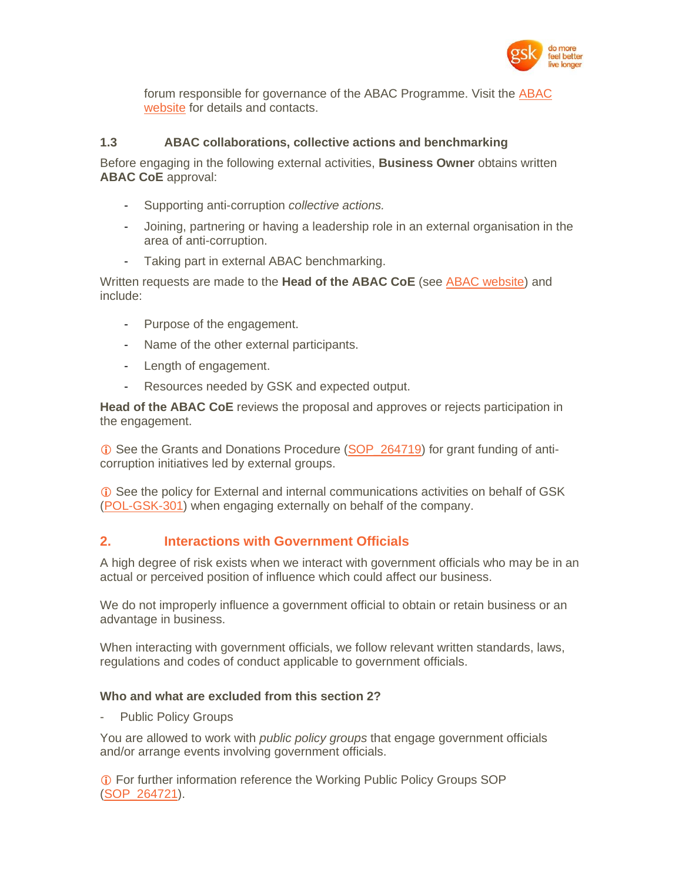forum responsible for governance of the ABAC Programme. Visit the ABAC website for details and contacts.

### 1.3 ABAC collaborations, collective actions and benchmarking

Before engaging in the following external activities, **Business Owner** obtains written **ABAC CoE** approval:

- Supporting anti-corruption *collective actions.*
- Joining, partnering or having a leadership role in an external organisation in the area of anti-corruption.
- Taking part in external ABAC benchmarking.

Written requests are made to the **Head of the ABAC CoE** (see ABAC website) and include:

- Purpose of the engagement.
- Name of the other external participants.
- Length of engagement.
- Resources needed by GSK and expected output.

**Head of the ABAC CoE** reviews the proposal and approves or rejects participation in the engagement.

ⓘ See the Grants and Donations Procedure (SOP_264719) for grant funding of anti-corruption initiatives led by external groups.

ⓘ See the policy for External and internal communications activities on behalf of GSK (POL-GSK-301) when engaging externally on behalf of the company.

## 2. Interactions with Government Officials

A high degree of risk exists when we interact with government officials who may be in an actual or perceived position of influence which could affect our business.

We do not improperly influence a government official to obtain or retain business or an advantage in business.

When interacting with government officials, we follow relevant written standards, laws, regulations and codes of conduct applicable to government officials.

**Who and what are excluded from this section 2?**

- Public Policy Groups

You are allowed to work with *public policy groups* that engage government officials and/or arrange events involving government officials.

ⓘ For further information reference the Working Public Policy Groups SOP (SOP_264721).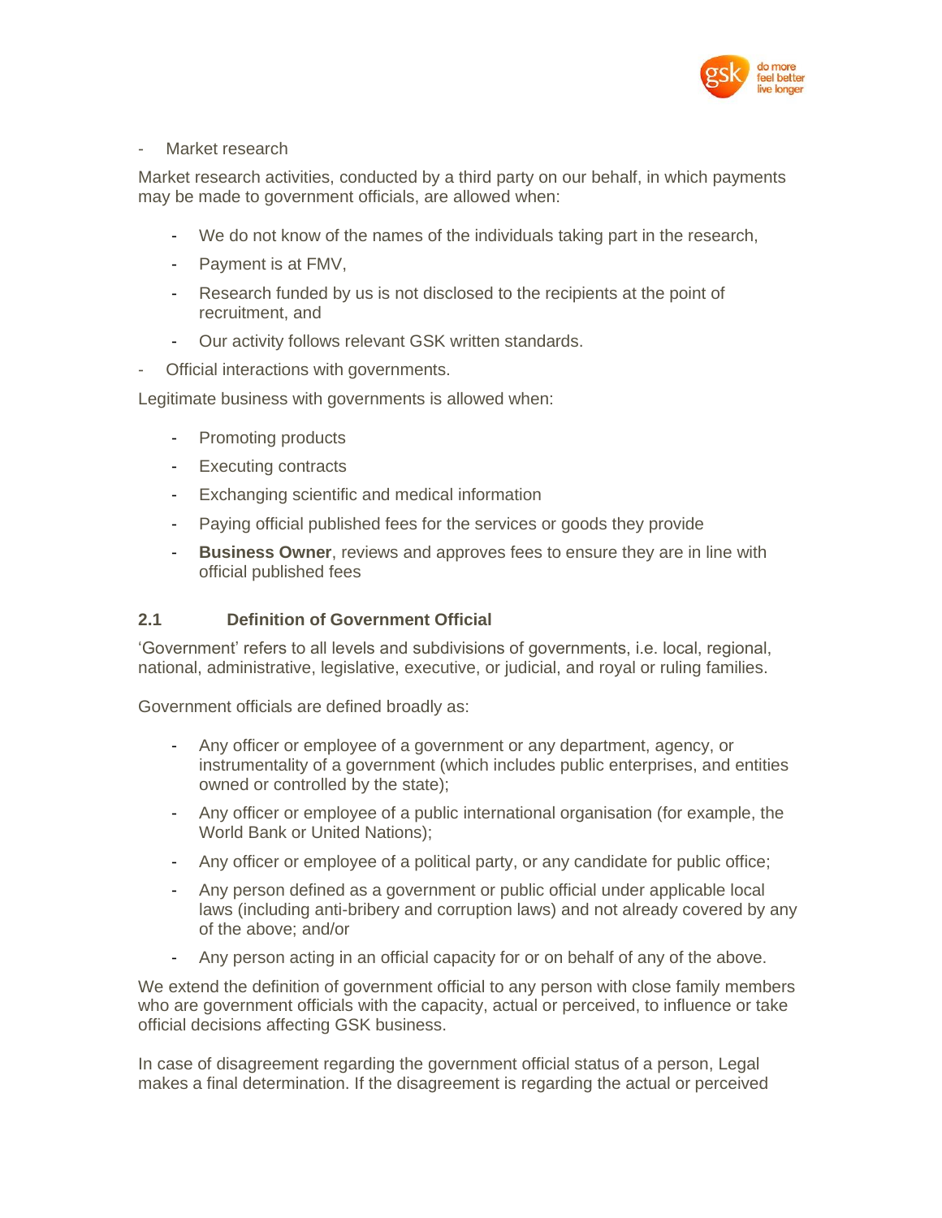- Market research

Market research activities, conducted by a third party on our behalf, in which payments may be made to government officials, are allowed when:

  - We do not know of the names of the individuals taking part in the research,
  - Payment is at FMV,
  - Research funded by us is not disclosed to the recipients at the point of recruitment, and
  - Our activity follows relevant GSK written standards.

- Official interactions with governments.

Legitimate business with governments is allowed when:

  - Promoting products
  - Executing contracts
  - Exchanging scientific and medical information
  - Paying official published fees for the services or goods they provide
  - **Business Owner**, reviews and approves fees to ensure they are in line with official published fees

### 2.1 Definition of Government Official

'Government' refers to all levels and subdivisions of governments, i.e. local, regional, national, administrative, legislative, executive, or judicial, and royal or ruling families.

Government officials are defined broadly as:

  - Any officer or employee of a government or any department, agency, or instrumentality of a government (which includes public enterprises, and entities owned or controlled by the state);
  - Any officer or employee of a public international organisation (for example, the World Bank or United Nations);
  - Any officer or employee of a political party, or any candidate for public office;
  - Any person defined as a government or public official under applicable local laws (including anti-bribery and corruption laws) and not already covered by any of the above; and/or
  - Any person acting in an official capacity for or on behalf of any of the above.

We extend the definition of government official to any person with close family members who are government officials with the capacity, actual or perceived, to influence or take official decisions affecting GSK business.

In case of disagreement regarding the government official status of a person, Legal makes a final determination. If the disagreement is regarding the actual or perceived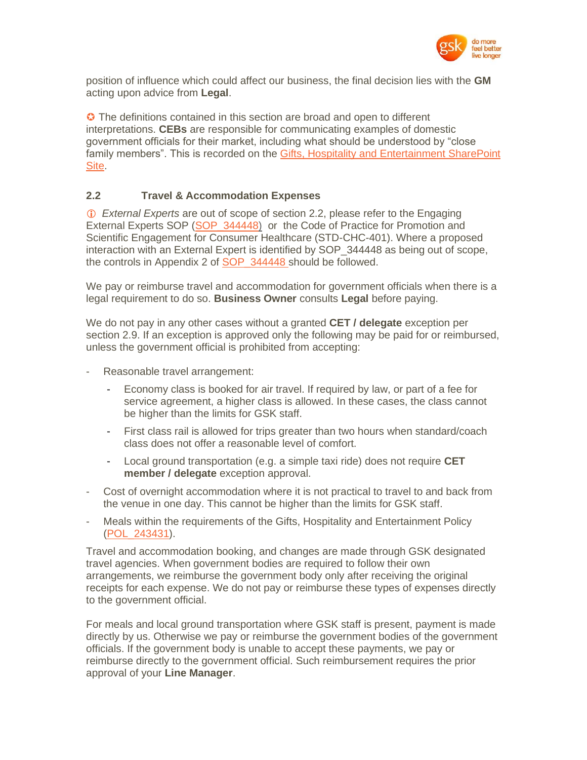position of influence which could affect our business, the final decision lies with the **GM** acting upon advice from **Legal**.

✪ The definitions contained in this section are broad and open to different interpretations. **CEBs** are responsible for communicating examples of domestic government officials for their market, including what should be understood by "close family members". This is recorded on the Gifts, Hospitality and Entertainment SharePoint Site.

## 2.2 Travel & Accommodation Expenses

ⓘ *External Experts* are out of scope of section 2.2, please refer to the Engaging External Experts SOP (SOP_344448) or the Code of Practice for Promotion and Scientific Engagement for Consumer Healthcare (STD-CHC-401). Where a proposed interaction with an External Expert is identified by SOP_344448 as being out of scope, the controls in Appendix 2 of SOP_344448 should be followed.

We pay or reimburse travel and accommodation for government officials when there is a legal requirement to do so. **Business Owner** consults **Legal** before paying.

We do not pay in any other cases without a granted **CET / delegate** exception per section 2.9. If an exception is approved only the following may be paid for or reimbursed, unless the government official is prohibited from accepting:

- Reasonable travel arrangement:
  - Economy class is booked for air travel. If required by law, or part of a fee for service agreement, a higher class is allowed. In these cases, the class cannot be higher than the limits for GSK staff.
  - First class rail is allowed for trips greater than two hours when standard/coach class does not offer a reasonable level of comfort.
  - Local ground transportation (e.g. a simple taxi ride) does not require **CET member / delegate** exception approval.
- Cost of overnight accommodation where it is not practical to travel to and back from the venue in one day. This cannot be higher than the limits for GSK staff.
- Meals within the requirements of the Gifts, Hospitality and Entertainment Policy (POL_243431).

Travel and accommodation booking, and changes are made through GSK designated travel agencies. When government bodies are required to follow their own arrangements, we reimburse the government body only after receiving the original receipts for each expense. We do not pay or reimburse these types of expenses directly to the government official.

For meals and local ground transportation where GSK staff is present, payment is made directly by us. Otherwise we pay or reimburse the government bodies of the government officials. If the government body is unable to accept these payments, we pay or reimburse directly to the government official. Such reimbursement requires the prior approval of your **Line Manager**.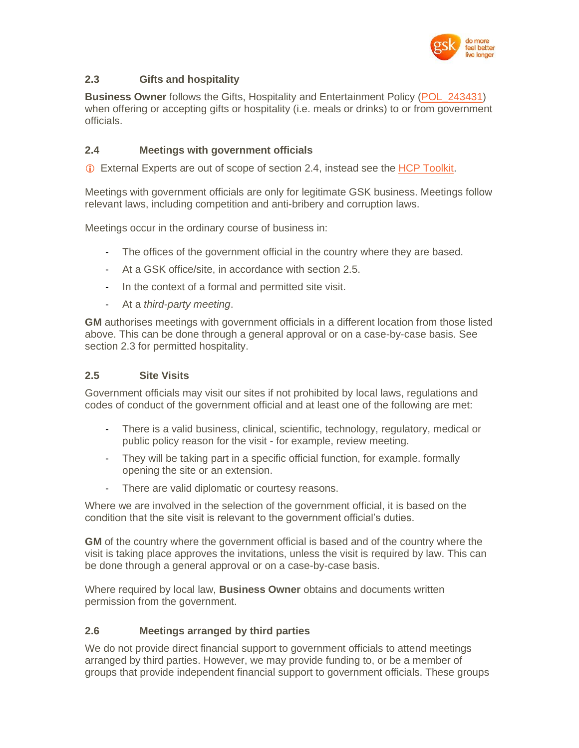### 2.3 Gifts and hospitality

**Business Owner** follows the Gifts, Hospitality and Entertainment Policy (POL_243431) when offering or accepting gifts or hospitality (i.e. meals or drinks) to or from government officials.

### 2.4 Meetings with government officials

ⓘ External Experts are out of scope of section 2.4, instead see the HCP Toolkit.

Meetings with government officials are only for legitimate GSK business. Meetings follow relevant laws, including competition and anti-bribery and corruption laws.

Meetings occur in the ordinary course of business in:

- The offices of the government official in the country where they are based.
- At a GSK office/site, in accordance with section 2.5.
- In the context of a formal and permitted site visit.
- At a *third-party meeting*.

**GM** authorises meetings with government officials in a different location from those listed above. This can be done through a general approval or on a case-by-case basis. See section 2.3 for permitted hospitality.

### 2.5 Site Visits

Government officials may visit our sites if not prohibited by local laws, regulations and codes of conduct of the government official and at least one of the following are met:

- There is a valid business, clinical, scientific, technology, regulatory, medical or public policy reason for the visit - for example, review meeting.
- They will be taking part in a specific official function, for example. formally opening the site or an extension.
- There are valid diplomatic or courtesy reasons.

Where we are involved in the selection of the government official, it is based on the condition that the site visit is relevant to the government official's duties.

**GM** of the country where the government official is based and of the country where the visit is taking place approves the invitations, unless the visit is required by law. This can be done through a general approval or on a case-by-case basis.

Where required by local law, **Business Owner** obtains and documents written permission from the government.

### 2.6 Meetings arranged by third parties

We do not provide direct financial support to government officials to attend meetings arranged by third parties. However, we may provide funding to, or be a member of groups that provide independent financial support to government officials. These groups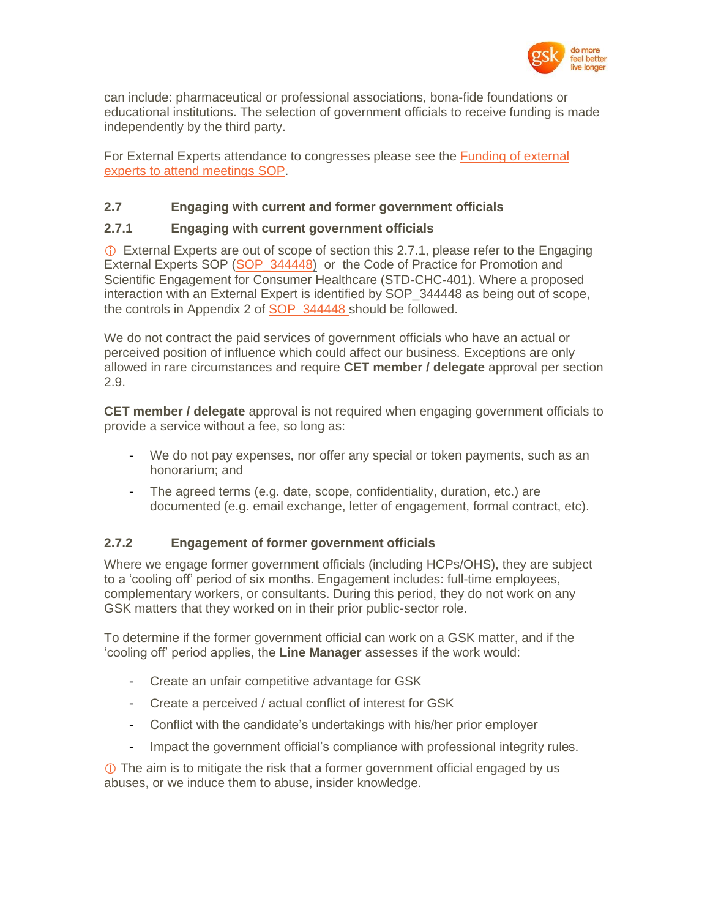can include: pharmaceutical or professional associations, bona-fide foundations or educational institutions. The selection of government officials to receive funding is made independently by the third party.

For External Experts attendance to congresses please see the Funding of external experts to attend meetings SOP.

### 2.7 Engaging with current and former government officials

### 2.7.1 Engaging with current government officials

ⓘ External Experts are out of scope of section this 2.7.1, please refer to the Engaging External Experts SOP (SOP_344448) or the Code of Practice for Promotion and Scientific Engagement for Consumer Healthcare (STD-CHC-401). Where a proposed interaction with an External Expert is identified by SOP_344448 as being out of scope, the controls in Appendix 2 of SOP_344448 should be followed.

We do not contract the paid services of government officials who have an actual or perceived position of influence which could affect our business. Exceptions are only allowed in rare circumstances and require **CET member / delegate** approval per section 2.9.

**CET member / delegate** approval is not required when engaging government officials to provide a service without a fee, so long as:

- We do not pay expenses, nor offer any special or token payments, such as an honorarium; and
- The agreed terms (e.g. date, scope, confidentiality, duration, etc.) are documented (e.g. email exchange, letter of engagement, formal contract, etc).

### 2.7.2 Engagement of former government officials

Where we engage former government officials (including HCPs/OHS), they are subject to a 'cooling off' period of six months. Engagement includes: full-time employees, complementary workers, or consultants. During this period, they do not work on any GSK matters that they worked on in their prior public-sector role.

To determine if the former government official can work on a GSK matter, and if the 'cooling off' period applies, the **Line Manager** assesses if the work would:

- Create an unfair competitive advantage for GSK
- Create a perceived / actual conflict of interest for GSK
- Conflict with the candidate's undertakings with his/her prior employer
- Impact the government official's compliance with professional integrity rules.

ⓘ The aim is to mitigate the risk that a former government official engaged by us abuses, or we induce them to abuse, insider knowledge.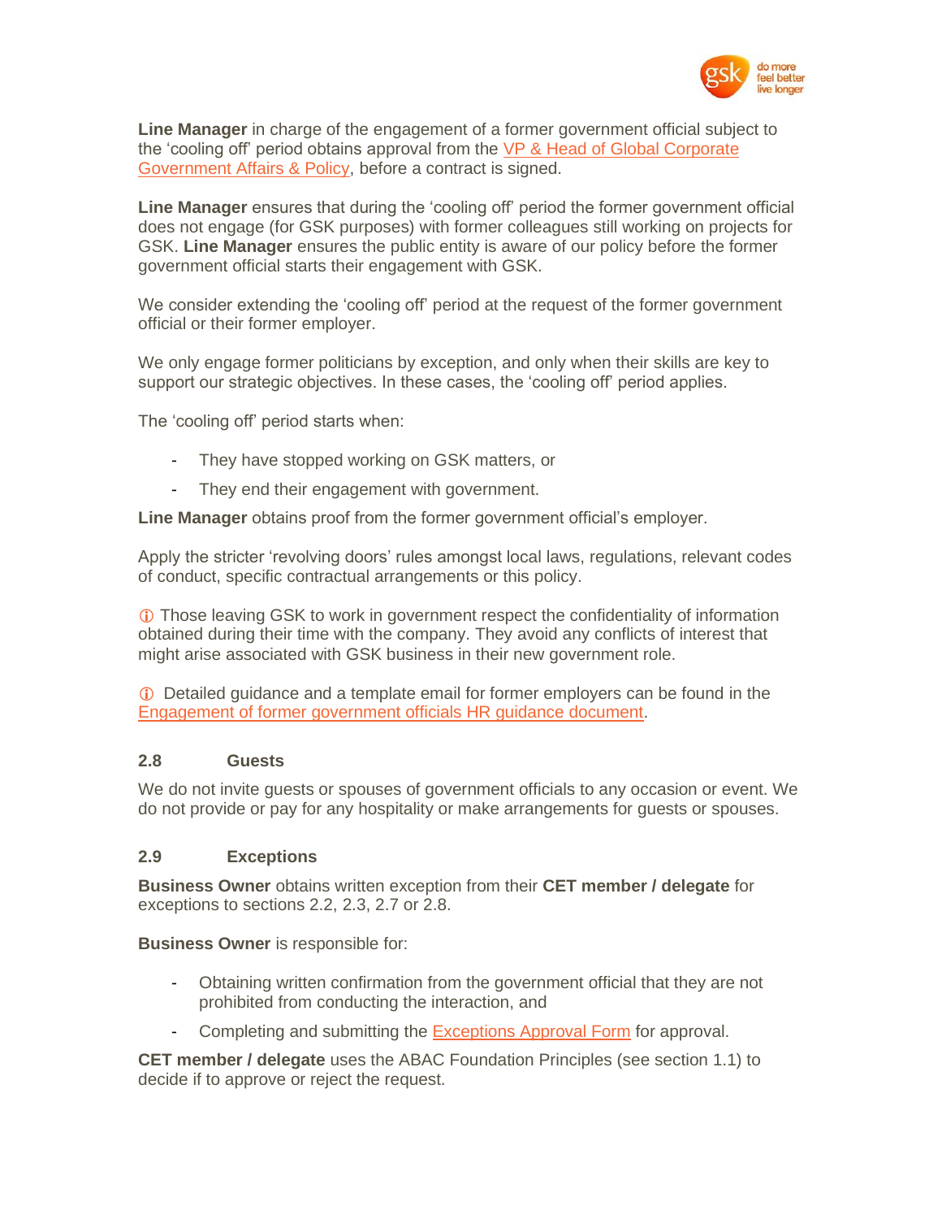**Line Manager** in charge of the engagement of a former government official subject to the 'cooling off' period obtains approval from the VP & Head of Global Corporate Government Affairs & Policy, before a contract is signed.

**Line Manager** ensures that during the 'cooling off' period the former government official does not engage (for GSK purposes) with former colleagues still working on projects for GSK. **Line Manager** ensures the public entity is aware of our policy before the former government official starts their engagement with GSK.

We consider extending the 'cooling off' period at the request of the former government official or their former employer.

We only engage former politicians by exception, and only when their skills are key to support our strategic objectives. In these cases, the 'cooling off' period applies.

The 'cooling off' period starts when:

- They have stopped working on GSK matters, or
- They end their engagement with government.

**Line Manager** obtains proof from the former government official's employer.

Apply the stricter 'revolving doors' rules amongst local laws, regulations, relevant codes of conduct, specific contractual arrangements or this policy.

ⓘ Those leaving GSK to work in government respect the confidentiality of information obtained during their time with the company. They avoid any conflicts of interest that might arise associated with GSK business in their new government role.

ⓘ Detailed guidance and a template email for former employers can be found in the Engagement of former government officials HR guidance document.

### 2.8 Guests

We do not invite guests or spouses of government officials to any occasion or event. We do not provide or pay for any hospitality or make arrangements for guests or spouses.

### 2.9 Exceptions

**Business Owner** obtains written exception from their **CET member / delegate** for exceptions to sections 2.2, 2.3, 2.7 or 2.8.

**Business Owner** is responsible for:

- Obtaining written confirmation from the government official that they are not prohibited from conducting the interaction, and
- Completing and submitting the Exceptions Approval Form for approval.

**CET member / delegate** uses the ABAC Foundation Principles (see section 1.1) to decide if to approve or reject the request.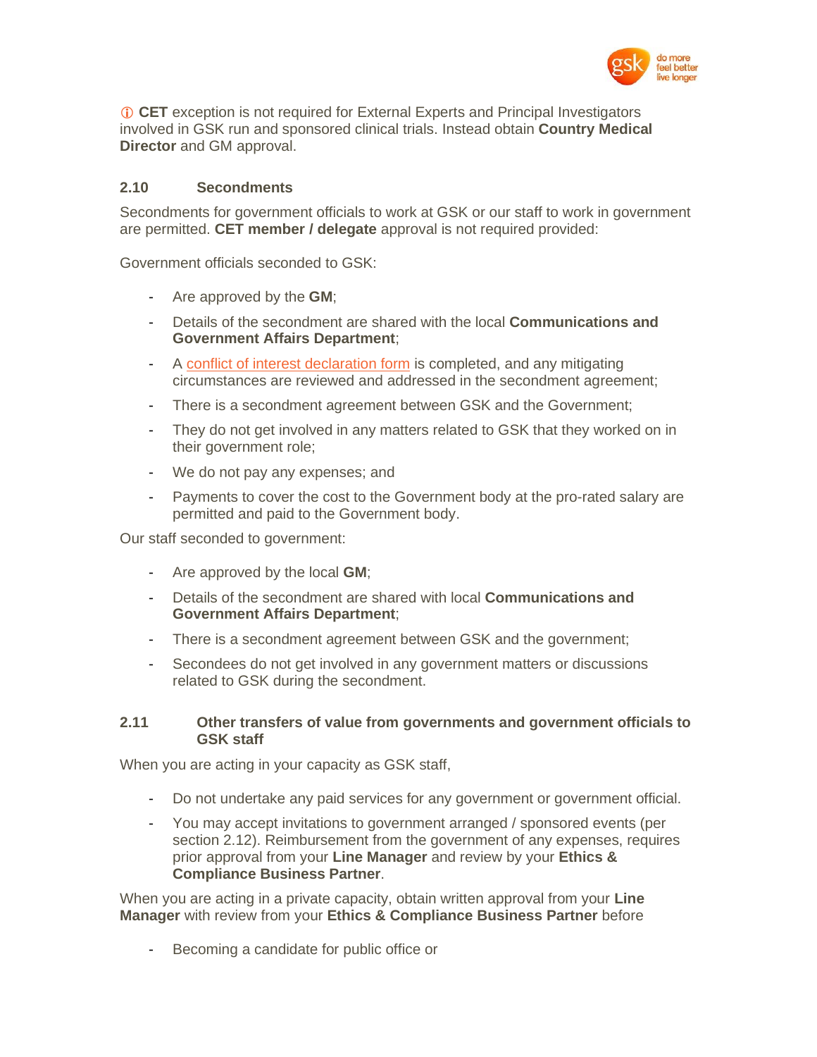ⓘ **CET** exception is not required for External Experts and Principal Investigators involved in GSK run and sponsored clinical trials. Instead obtain **Country Medical Director** and GM approval.

### 2.10 Secondments

Secondments for government officials to work at GSK or our staff to work in government are permitted. **CET member / delegate** approval is not required provided:

Government officials seconded to GSK:

- Are approved by the **GM**;
- Details of the secondment are shared with the local **Communications and Government Affairs Department**;
- A conflict of interest declaration form is completed, and any mitigating circumstances are reviewed and addressed in the secondment agreement;
- There is a secondment agreement between GSK and the Government;
- They do not get involved in any matters related to GSK that they worked on in their government role;
- We do not pay any expenses; and
- Payments to cover the cost to the Government body at the pro-rated salary are permitted and paid to the Government body.

Our staff seconded to government:

- Are approved by the local **GM**;
- Details of the secondment are shared with local **Communications and Government Affairs Department**;
- There is a secondment agreement between GSK and the government;
- Secondees do not get involved in any government matters or discussions related to GSK during the secondment.

### 2.11 Other transfers of value from governments and government officials to GSK staff

When you are acting in your capacity as GSK staff,

- Do not undertake any paid services for any government or government official.
- You may accept invitations to government arranged / sponsored events (per section 2.12). Reimbursement from the government of any expenses, requires prior approval from your **Line Manager** and review by your **Ethics & Compliance Business Partner**.

When you are acting in a private capacity, obtain written approval from your **Line Manager** with review from your **Ethics & Compliance Business Partner** before

- Becoming a candidate for public office or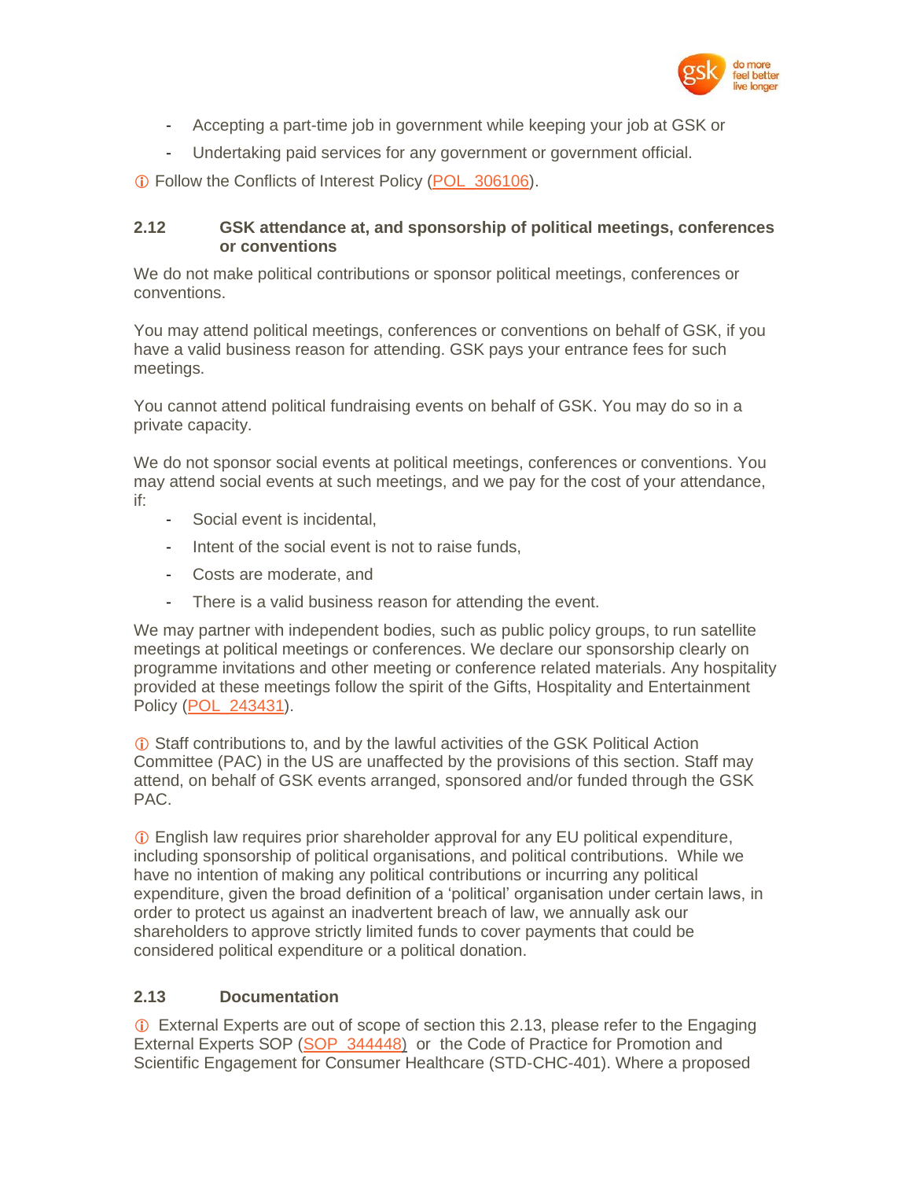- Accepting a part-time job in government while keeping your job at GSK or
- Undertaking paid services for any government or government official.

ⓘ Follow the Conflicts of Interest Policy (POL_306106).

### 2.12 GSK attendance at, and sponsorship of political meetings, conferences or conventions

We do not make political contributions or sponsor political meetings, conferences or conventions.

You may attend political meetings, conferences or conventions on behalf of GSK, if you have a valid business reason for attending. GSK pays your entrance fees for such meetings.

You cannot attend political fundraising events on behalf of GSK. You may do so in a private capacity.

We do not sponsor social events at political meetings, conferences or conventions. You may attend social events at such meetings, and we pay for the cost of your attendance, if:

- Social event is incidental,
- Intent of the social event is not to raise funds,
- Costs are moderate, and
- There is a valid business reason for attending the event.

We may partner with independent bodies, such as public policy groups, to run satellite meetings at political meetings or conferences. We declare our sponsorship clearly on programme invitations and other meeting or conference related materials. Any hospitality provided at these meetings follow the spirit of the Gifts, Hospitality and Entertainment Policy (POL_243431).

ⓘ Staff contributions to, and by the lawful activities of the GSK Political Action Committee (PAC) in the US are unaffected by the provisions of this section. Staff may attend, on behalf of GSK events arranged, sponsored and/or funded through the GSK PAC.

ⓘ English law requires prior shareholder approval for any EU political expenditure, including sponsorship of political organisations, and political contributions. While we have no intention of making any political contributions or incurring any political expenditure, given the broad definition of a 'political' organisation under certain laws, in order to protect us against an inadvertent breach of law, we annually ask our shareholders to approve strictly limited funds to cover payments that could be considered political expenditure or a political donation.

### 2.13 Documentation

ⓘ External Experts are out of scope of section this 2.13, please refer to the Engaging External Experts SOP (SOP_344448) or the Code of Practice for Promotion and Scientific Engagement for Consumer Healthcare (STD-CHC-401). Where a proposed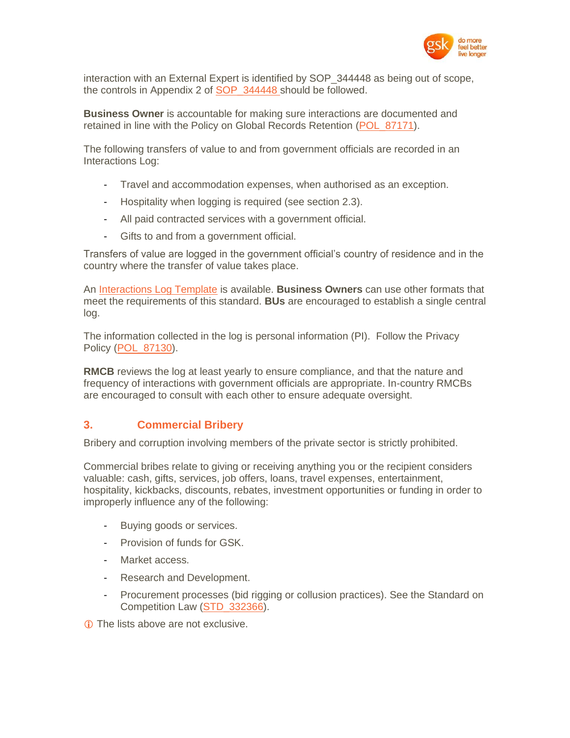interaction with an External Expert is identified by SOP_344448 as being out of scope, the controls in Appendix 2 of SOP_344448 should be followed.

**Business Owner** is accountable for making sure interactions are documented and retained in line with the Policy on Global Records Retention (POL_87171).

The following transfers of value to and from government officials are recorded in an Interactions Log:

- Travel and accommodation expenses, when authorised as an exception.
- Hospitality when logging is required (see section 2.3).
- All paid contracted services with a government official.
- Gifts to and from a government official.

Transfers of value are logged in the government official's country of residence and in the country where the transfer of value takes place.

An Interactions Log Template is available. **Business Owners** can use other formats that meet the requirements of this standard. **BUs** are encouraged to establish a single central log.

The information collected in the log is personal information (PI). Follow the Privacy Policy (POL_87130).

**RMCB** reviews the log at least yearly to ensure compliance, and that the nature and frequency of interactions with government officials are appropriate. In-country RMCBs are encouraged to consult with each other to ensure adequate oversight.

## 3. Commercial Bribery

Bribery and corruption involving members of the private sector is strictly prohibited.

Commercial bribes relate to giving or receiving anything you or the recipient considers valuable: cash, gifts, services, job offers, loans, travel expenses, entertainment, hospitality, kickbacks, discounts, rebates, investment opportunities or funding in order to improperly influence any of the following:

- Buying goods or services.
- Provision of funds for GSK.
- Market access.
- Research and Development.
- Procurement processes (bid rigging or collusion practices). See the Standard on Competition Law (STD_332366).

ⓘ The lists above are not exclusive.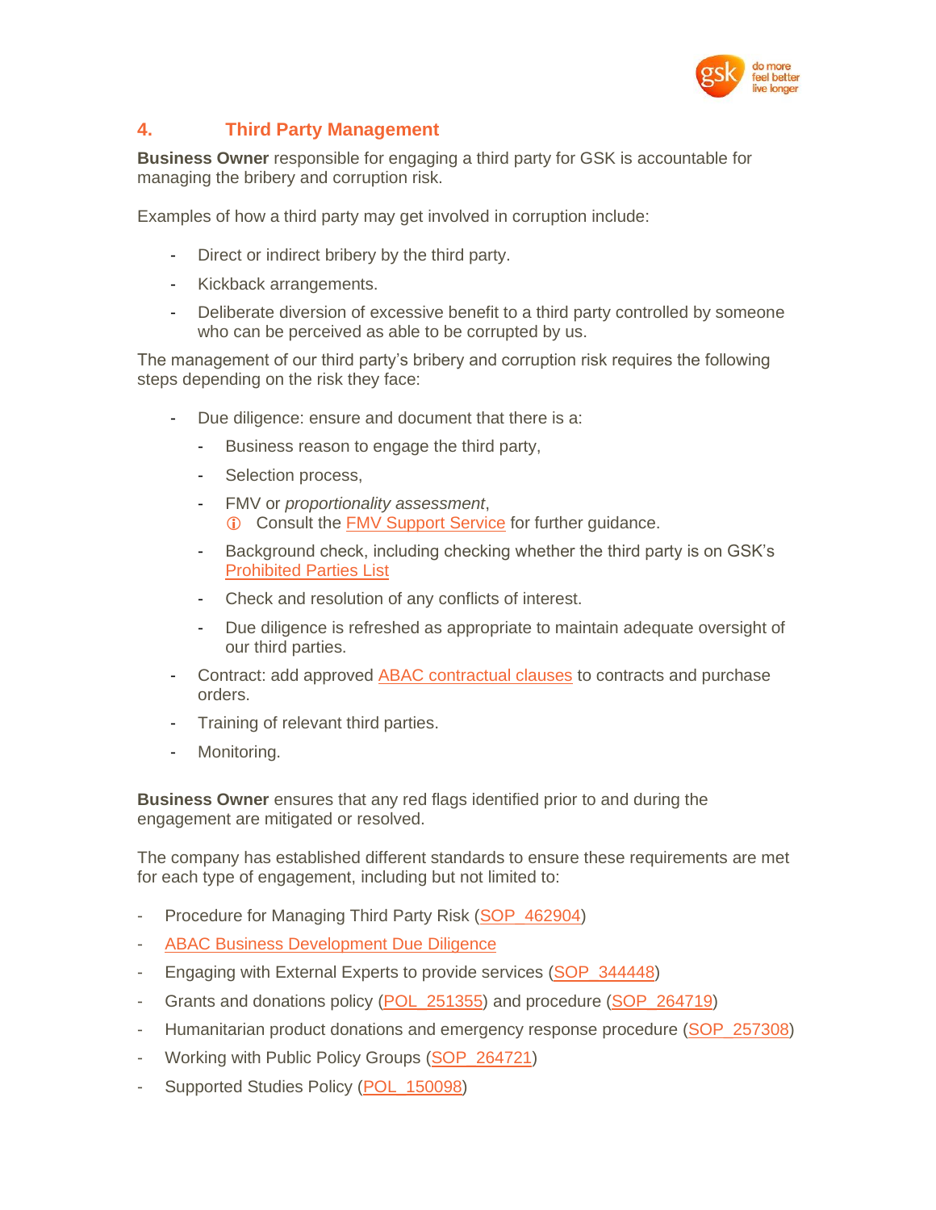## 4. Third Party Management

**Business Owner** responsible for engaging a third party for GSK is accountable for managing the bribery and corruption risk.

Examples of how a third party may get involved in corruption include:

- Direct or indirect bribery by the third party.
- Kickback arrangements.
- Deliberate diversion of excessive benefit to a third party controlled by someone who can be perceived as able to be corrupted by us.

The management of our third party's bribery and corruption risk requires the following steps depending on the risk they face:

- Due diligence: ensure and document that there is a:
  - Business reason to engage the third party,
  - Selection process,
  - FMV or *proportionality assessment*,
    ⓘ Consult the FMV Support Service for further guidance.
  - Background check, including checking whether the third party is on GSK's Prohibited Parties List
  - Check and resolution of any conflicts of interest.
  - Due diligence is refreshed as appropriate to maintain adequate oversight of our third parties.
- Contract: add approved ABAC contractual clauses to contracts and purchase orders.
- Training of relevant third parties.
- Monitoring.

**Business Owner** ensures that any red flags identified prior to and during the engagement are mitigated or resolved.

The company has established different standards to ensure these requirements are met for each type of engagement, including but not limited to:

- Procedure for Managing Third Party Risk (SOP_462904)
- ABAC Business Development Due Diligence
- Engaging with External Experts to provide services (SOP_344448)
- Grants and donations policy (POL_251355) and procedure (SOP_264719)
- Humanitarian product donations and emergency response procedure (SOP_257308)
- Working with Public Policy Groups (SOP_264721)
- Supported Studies Policy (POL_150098)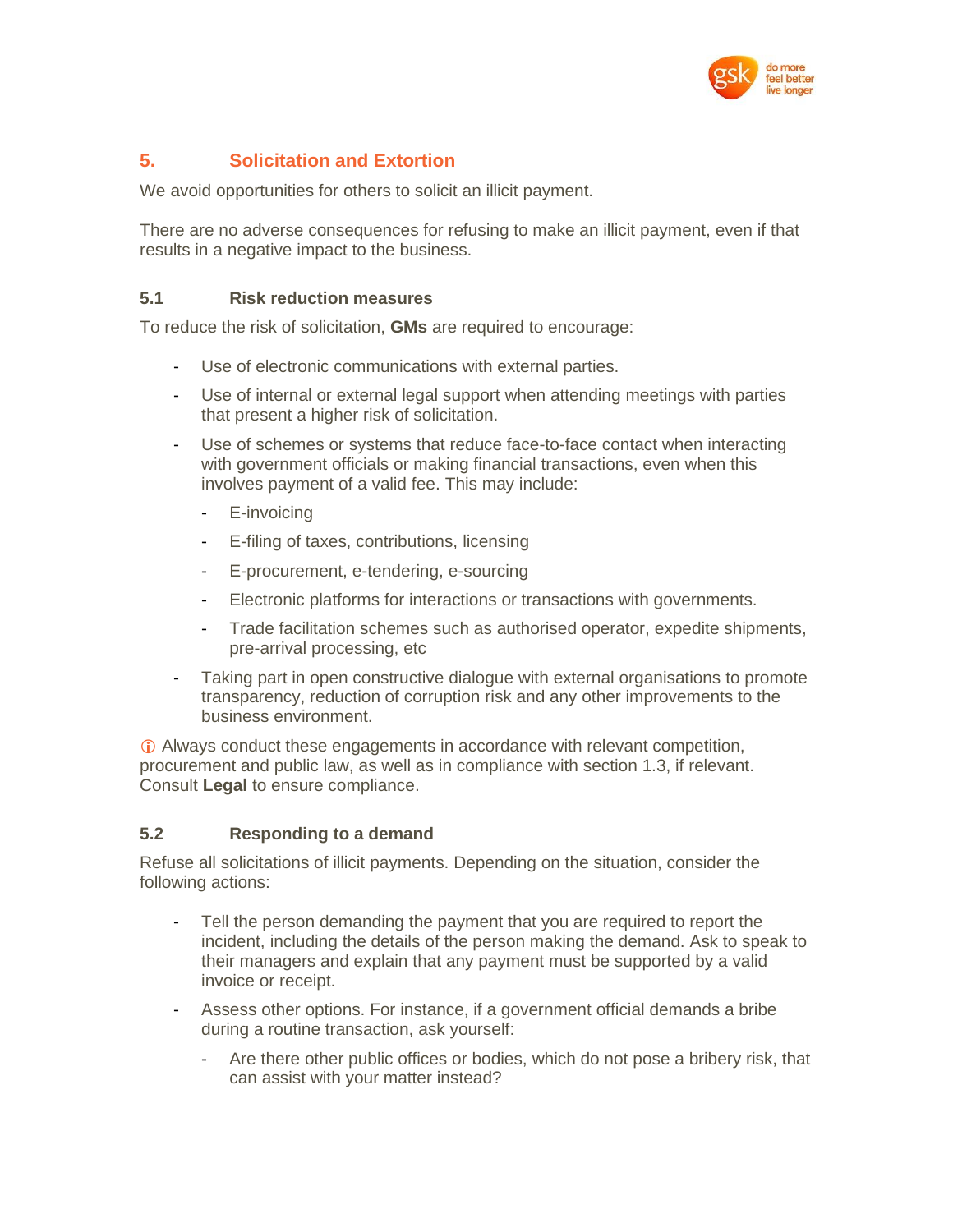## 5. Solicitation and Extortion

We avoid opportunities for others to solicit an illicit payment.

There are no adverse consequences for refusing to make an illicit payment, even if that results in a negative impact to the business.

### 5.1 Risk reduction measures

To reduce the risk of solicitation, **GMs** are required to encourage:

- Use of electronic communications with external parties.
- Use of internal or external legal support when attending meetings with parties that present a higher risk of solicitation.
- Use of schemes or systems that reduce face-to-face contact when interacting with government officials or making financial transactions, even when this involves payment of a valid fee. This may include:
  - E-invoicing
  - E-filing of taxes, contributions, licensing
  - E-procurement, e-tendering, e-sourcing
  - Electronic platforms for interactions or transactions with governments.
  - Trade facilitation schemes such as authorised operator, expedite shipments, pre-arrival processing, etc
- Taking part in open constructive dialogue with external organisations to promote transparency, reduction of corruption risk and any other improvements to the business environment.

ⓘ Always conduct these engagements in accordance with relevant competition, procurement and public law, as well as in compliance with section 1.3, if relevant. Consult **Legal** to ensure compliance.

### 5.2 Responding to a demand

Refuse all solicitations of illicit payments. Depending on the situation, consider the following actions:

- Tell the person demanding the payment that you are required to report the incident, including the details of the person making the demand. Ask to speak to their managers and explain that any payment must be supported by a valid invoice or receipt.
- Assess other options. For instance, if a government official demands a bribe during a routine transaction, ask yourself:
  - Are there other public offices or bodies, which do not pose a bribery risk, that can assist with your matter instead?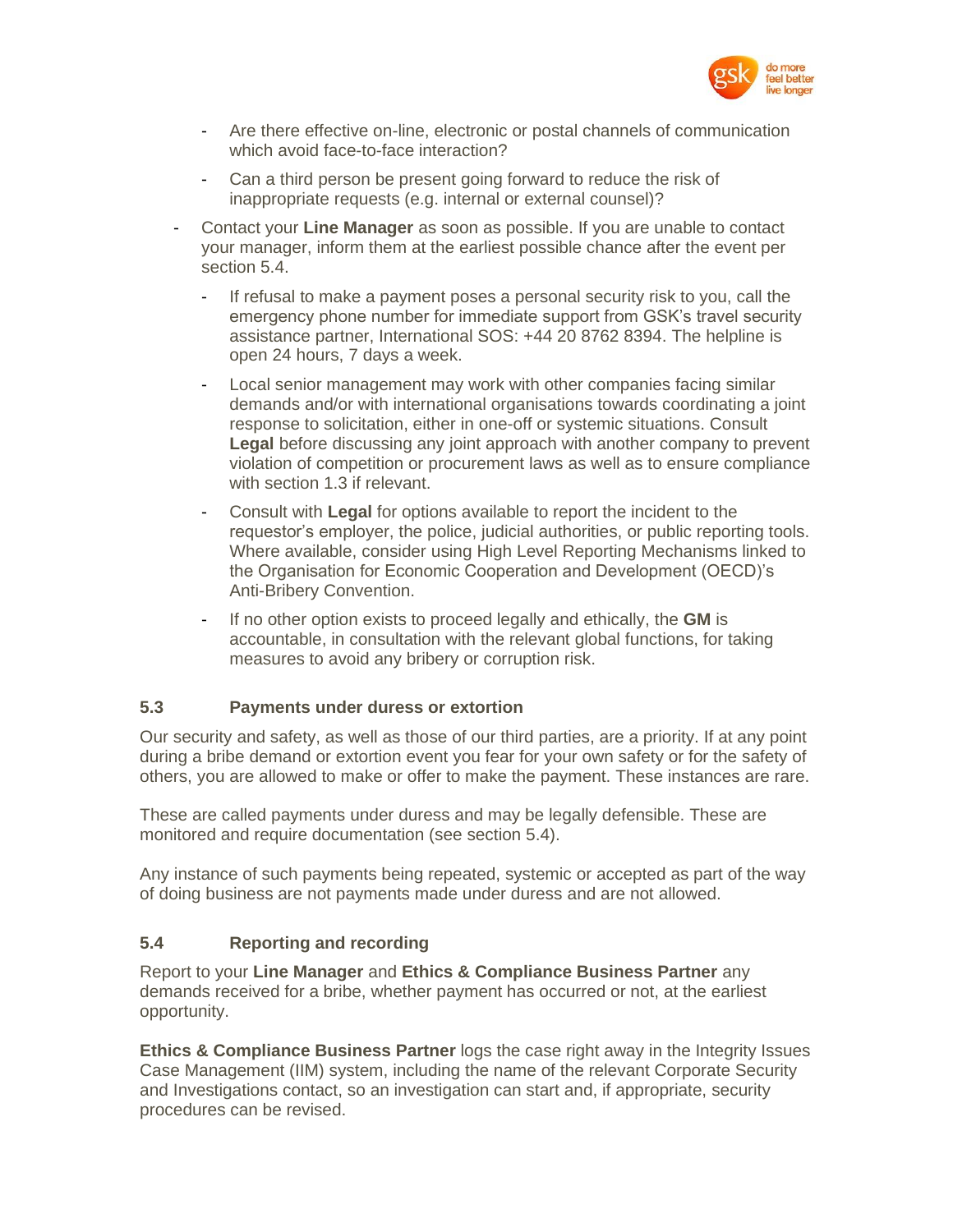- Are there effective on-line, electronic or postal channels of communication which avoid face-to-face interaction?
  - Can a third person be present going forward to reduce the risk of inappropriate requests (e.g. internal or external counsel)?
- Contact your **Line Manager** as soon as possible. If you are unable to contact your manager, inform them at the earliest possible chance after the event per section 5.4.
  - If refusal to make a payment poses a personal security risk to you, call the emergency phone number for immediate support from GSK's travel security assistance partner, International SOS: +44 20 8762 8394. The helpline is open 24 hours, 7 days a week.
  - Local senior management may work with other companies facing similar demands and/or with international organisations towards coordinating a joint response to solicitation, either in one-off or systemic situations. Consult **Legal** before discussing any joint approach with another company to prevent violation of competition or procurement laws as well as to ensure compliance with section 1.3 if relevant.
  - Consult with **Legal** for options available to report the incident to the requestor's employer, the police, judicial authorities, or public reporting tools. Where available, consider using High Level Reporting Mechanisms linked to the Organisation for Economic Cooperation and Development (OECD)'s Anti-Bribery Convention.
  - If no other option exists to proceed legally and ethically, the **GM** is accountable, in consultation with the relevant global functions, for taking measures to avoid any bribery or corruption risk.

### 5.3 Payments under duress or extortion

Our security and safety, as well as those of our third parties, are a priority. If at any point during a bribe demand or extortion event you fear for your own safety or for the safety of others, you are allowed to make or offer to make the payment. These instances are rare.

These are called payments under duress and may be legally defensible. These are monitored and require documentation (see section 5.4).

Any instance of such payments being repeated, systemic or accepted as part of the way of doing business are not payments made under duress and are not allowed.

### 5.4 Reporting and recording

Report to your **Line Manager** and **Ethics & Compliance Business Partner** any demands received for a bribe, whether payment has occurred or not, at the earliest opportunity.

**Ethics & Compliance Business Partner** logs the case right away in the Integrity Issues Case Management (IIM) system, including the name of the relevant Corporate Security and Investigations contact, so an investigation can start and, if appropriate, security procedures can be revised.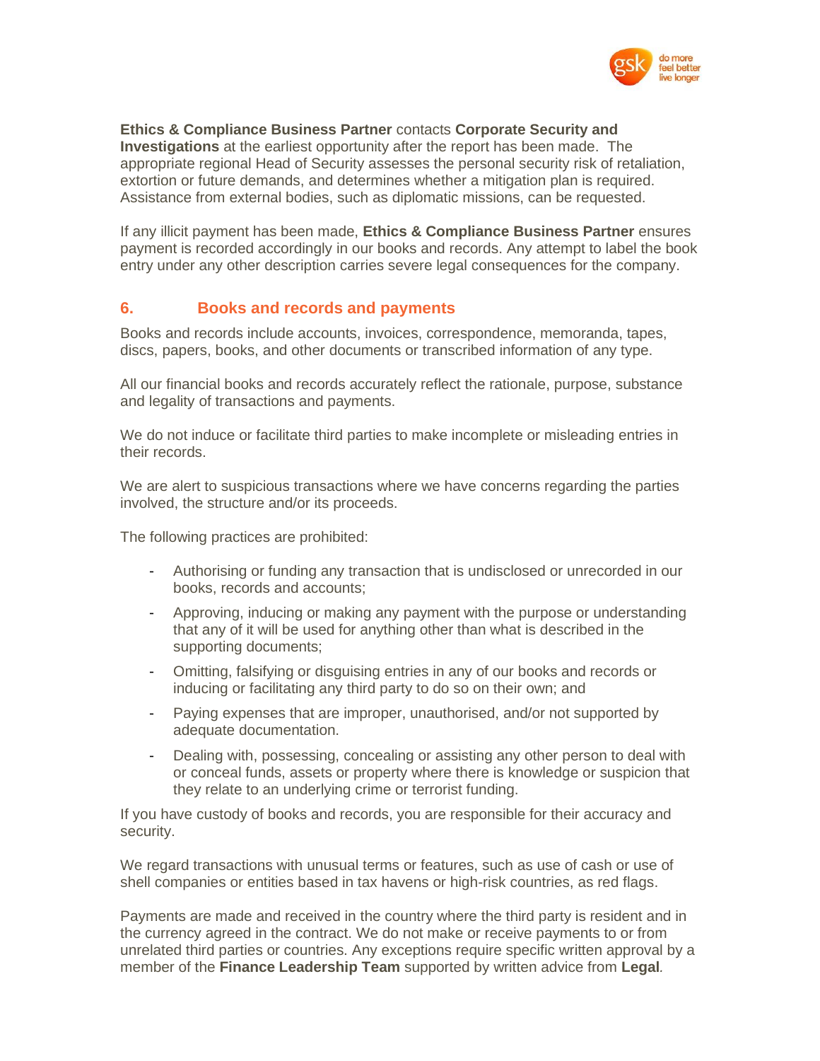**Ethics & Compliance Business Partner** contacts **Corporate Security and Investigations** at the earliest opportunity after the report has been made. The appropriate regional Head of Security assesses the personal security risk of retaliation, extortion or future demands, and determines whether a mitigation plan is required. Assistance from external bodies, such as diplomatic missions, can be requested.

If any illicit payment has been made, **Ethics & Compliance Business Partner** ensures payment is recorded accordingly in our books and records. Any attempt to label the book entry under any other description carries severe legal consequences for the company.

## 6. Books and records and payments

Books and records include accounts, invoices, correspondence, memoranda, tapes, discs, papers, books, and other documents or transcribed information of any type.

All our financial books and records accurately reflect the rationale, purpose, substance and legality of transactions and payments.

We do not induce or facilitate third parties to make incomplete or misleading entries in their records.

We are alert to suspicious transactions where we have concerns regarding the parties involved, the structure and/or its proceeds.

The following practices are prohibited:

- Authorising or funding any transaction that is undisclosed or unrecorded in our books, records and accounts;
- Approving, inducing or making any payment with the purpose or understanding that any of it will be used for anything other than what is described in the supporting documents;
- Omitting, falsifying or disguising entries in any of our books and records or inducing or facilitating any third party to do so on their own; and
- Paying expenses that are improper, unauthorised, and/or not supported by adequate documentation.
- Dealing with, possessing, concealing or assisting any other person to deal with or conceal funds, assets or property where there is knowledge or suspicion that they relate to an underlying crime or terrorist funding.

If you have custody of books and records, you are responsible for their accuracy and security.

We regard transactions with unusual terms or features, such as use of cash or use of shell companies or entities based in tax havens or high-risk countries, as red flags.

Payments are made and received in the country where the third party is resident and in the currency agreed in the contract. We do not make or receive payments to or from unrelated third parties or countries. Any exceptions require specific written approval by a member of the **Finance Leadership Team** supported by written advice from **Legal**.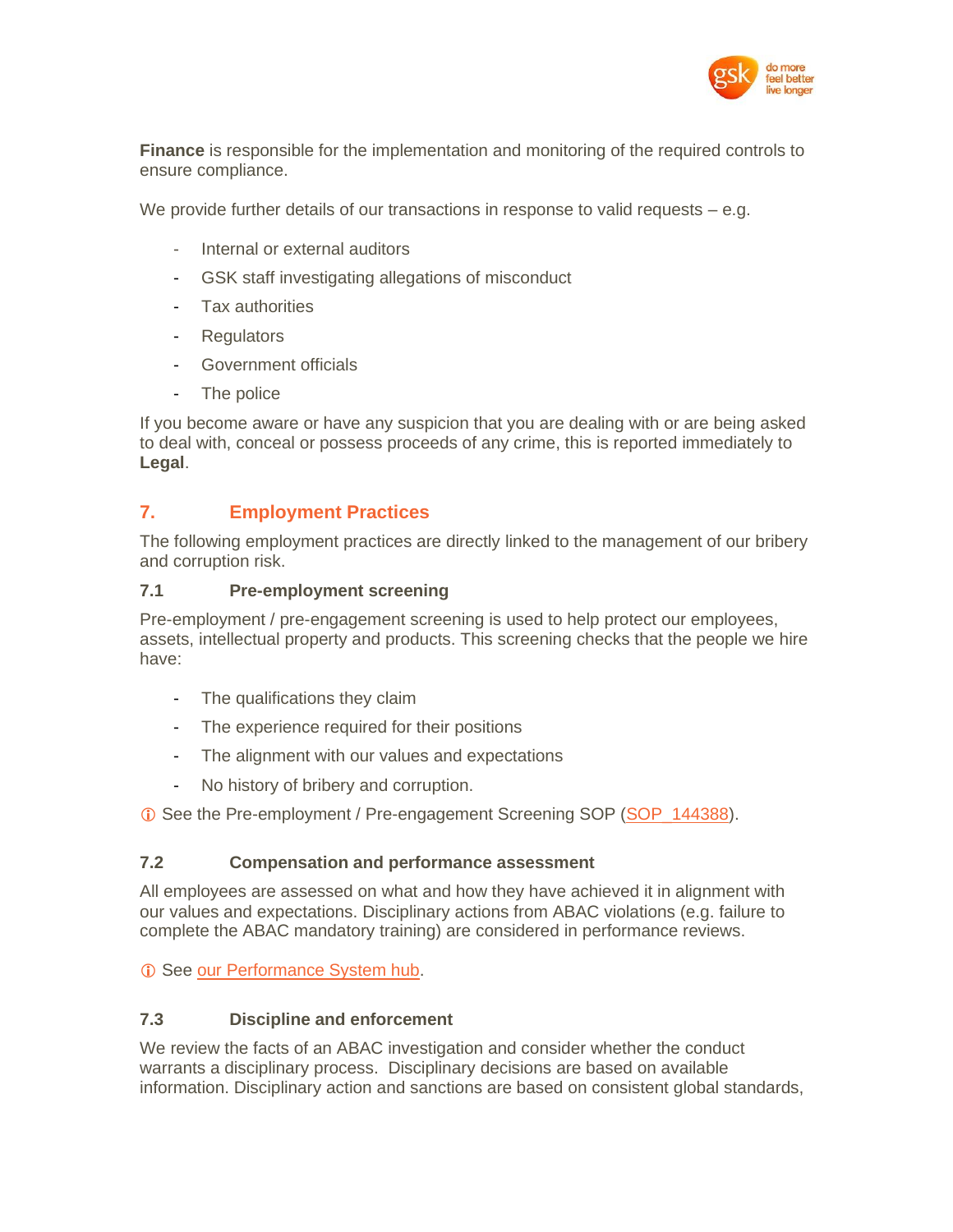**Finance** is responsible for the implementation and monitoring of the required controls to ensure compliance.

We provide further details of our transactions in response to valid requests – e.g.

- Internal or external auditors
- GSK staff investigating allegations of misconduct
- Tax authorities
- Regulators
- Government officials
- The police

If you become aware or have any suspicion that you are dealing with or are being asked to deal with, conceal or possess proceeds of any crime, this is reported immediately to **Legal**.

## 7. Employment Practices

The following employment practices are directly linked to the management of our bribery and corruption risk.

### 7.1 Pre-employment screening

Pre-employment / pre-engagement screening is used to help protect our employees, assets, intellectual property and products. This screening checks that the people we hire have:

- The qualifications they claim
- The experience required for their positions
- The alignment with our values and expectations
- No history of bribery and corruption.

ⓘ See the Pre-employment / Pre-engagement Screening SOP (SOP_144388).

### 7.2 Compensation and performance assessment

All employees are assessed on what and how they have achieved it in alignment with our values and expectations. Disciplinary actions from ABAC violations (e.g. failure to complete the ABAC mandatory training) are considered in performance reviews.

ⓘ See our Performance System hub.

### 7.3 Discipline and enforcement

We review the facts of an ABAC investigation and consider whether the conduct warrants a disciplinary process. Disciplinary decisions are based on available information. Disciplinary action and sanctions are based on consistent global standards,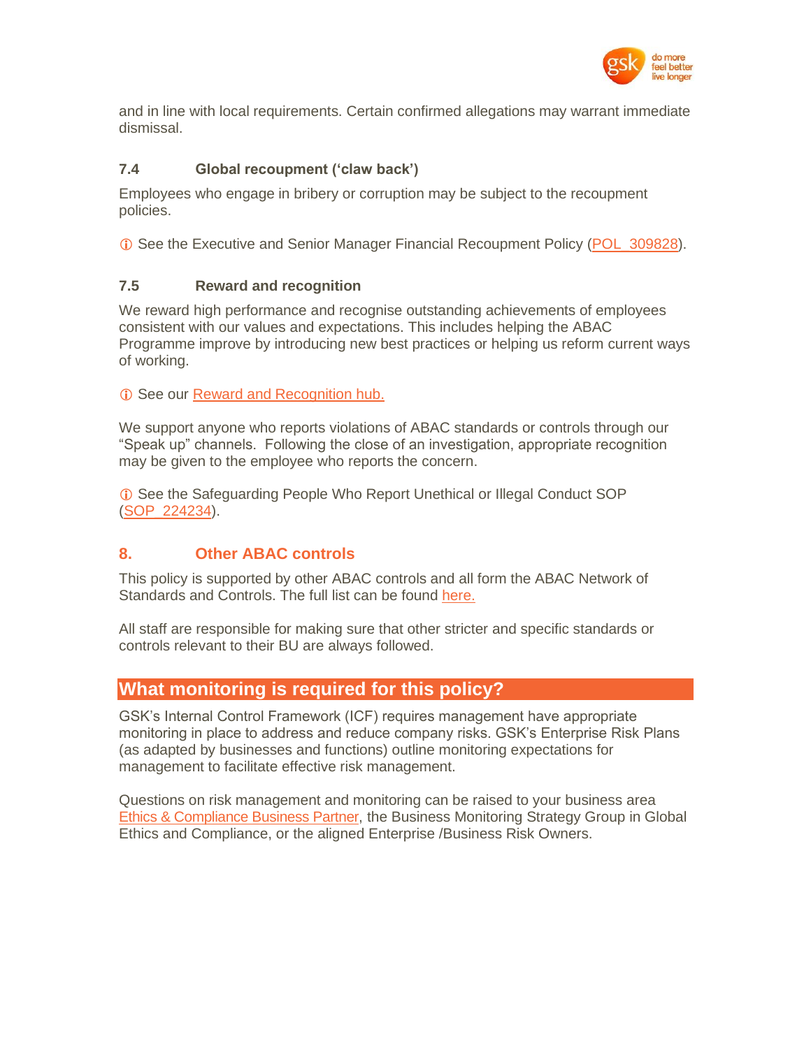and in line with local requirements. Certain confirmed allegations may warrant immediate dismissal.

### 7.4 Global recoupment ('claw back')

Employees who engage in bribery or corruption may be subject to the recoupment policies.

ⓘ See the Executive and Senior Manager Financial Recoupment Policy (POL_309828).

### 7.5 Reward and recognition

We reward high performance and recognise outstanding achievements of employees consistent with our values and expectations. This includes helping the ABAC Programme improve by introducing new best practices or helping us reform current ways of working.

ⓘ See our Reward and Recognition hub.

We support anyone who reports violations of ABAC standards or controls through our "Speak up" channels. Following the close of an investigation, appropriate recognition may be given to the employee who reports the concern.

ⓘ See the Safeguarding People Who Report Unethical or Illegal Conduct SOP (SOP_224234).

## 8. Other ABAC controls

This policy is supported by other ABAC controls and all form the ABAC Network of Standards and Controls. The full list can be found here.

All staff are responsible for making sure that other stricter and specific standards or controls relevant to their BU are always followed.

## What monitoring is required for this policy?

GSK's Internal Control Framework (ICF) requires management have appropriate monitoring in place to address and reduce company risks. GSK's Enterprise Risk Plans (as adapted by businesses and functions) outline monitoring expectations for management to facilitate effective risk management.

Questions on risk management and monitoring can be raised to your business area Ethics & Compliance Business Partner, the Business Monitoring Strategy Group in Global Ethics and Compliance, or the aligned Enterprise /Business Risk Owners.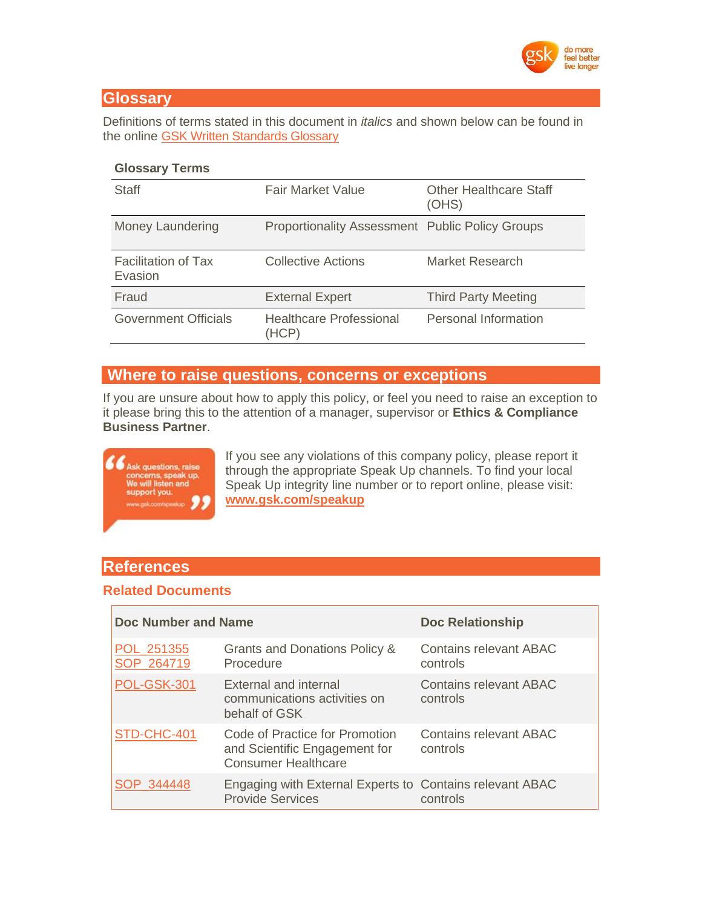## Glossary

Definitions of terms stated in this document in *italics* and shown below can be found in the online GSK Written Standards Glossary

| Glossary Terms | | |
|---|---|---|
| Staff | Fair Market Value | Other Healthcare Staff (OHS) |
| Money Laundering | Proportionality Assessment | Public Policy Groups |
| Facilitation of Tax Evasion | Collective Actions | Market Research |
| Fraud | External Expert | Third Party Meeting |
| Government Officials | Healthcare Professional (HCP) | Personal Information |

## Where to raise questions, concerns or exceptions

If you are unsure about how to apply this policy, or feel you need to raise an exception to it please bring this to the attention of a manager, supervisor or **Ethics & Compliance Business Partner**.

"Ask questions, raise concerns, speak up. We will listen and support you." www.gsk.com/speakup

If you see any violations of this company policy, please report it through the appropriate Speak Up channels. To find your local Speak Up integrity line number or to report online, please visit: **www.gsk.com/speakup**

## References

### Related Documents

| Doc Number and Name | | Doc Relationship |
|---|---|---|
| POL_251355 SOP_264719 | Grants and Donations Policy & Procedure | Contains relevant ABAC controls |
| POL-GSK-301 | External and internal communications activities on behalf of GSK | Contains relevant ABAC controls |
| STD-CHC-401 | Code of Practice for Promotion and Scientific Engagement for Consumer Healthcare | Contains relevant ABAC controls |
| SOP_344448 | Engaging with External Experts to Provide Services | Contains relevant ABAC controls |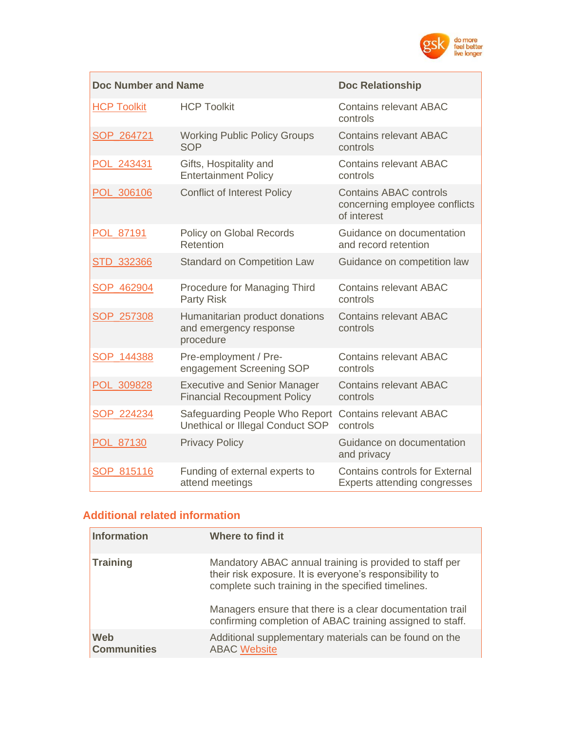| Doc Number and Name | | Doc Relationship |
|---|---|---|
| HCP Toolkit | HCP Toolkit | Contains relevant ABAC controls |
| SOP_264721 | Working Public Policy Groups SOP | Contains relevant ABAC controls |
| POL_243431 | Gifts, Hospitality and Entertainment Policy | Contains relevant ABAC controls |
| POL_306106 | Conflict of Interest Policy | Contains ABAC controls concerning employee conflicts of interest |
| POL_87191 | Policy on Global Records Retention | Guidance on documentation and record retention |
| STD_332366 | Standard on Competition Law | Guidance on competition law |
| SOP_462904 | Procedure for Managing Third Party Risk | Contains relevant ABAC controls |
| SOP_257308 | Humanitarian product donations and emergency response procedure | Contains relevant ABAC controls |
| SOP_144388 | Pre-employment / Pre-engagement Screening SOP | Contains relevant ABAC controls |
| POL_309828 | Executive and Senior Manager Financial Recoupment Policy | Contains relevant ABAC controls |
| SOP_224234 | Safeguarding People Who Report Unethical or Illegal Conduct SOP | Contains relevant ABAC controls |
| POL_87130 | Privacy Policy | Guidance on documentation and privacy |
| SOP_815116 | Funding of external experts to attend meetings | Contains controls for External Experts attending congresses |

## Additional related information

| Information | Where to find it |
|---|---|
| **Training** | Mandatory ABAC annual training is provided to staff per their risk exposure. It is everyone's responsibility to complete such training in the specified timelines.<br><br>Managers ensure that there is a clear documentation trail confirming completion of ABAC training assigned to staff. |
| **Web Communities** | Additional supplementary materials can be found on the ABAC Website |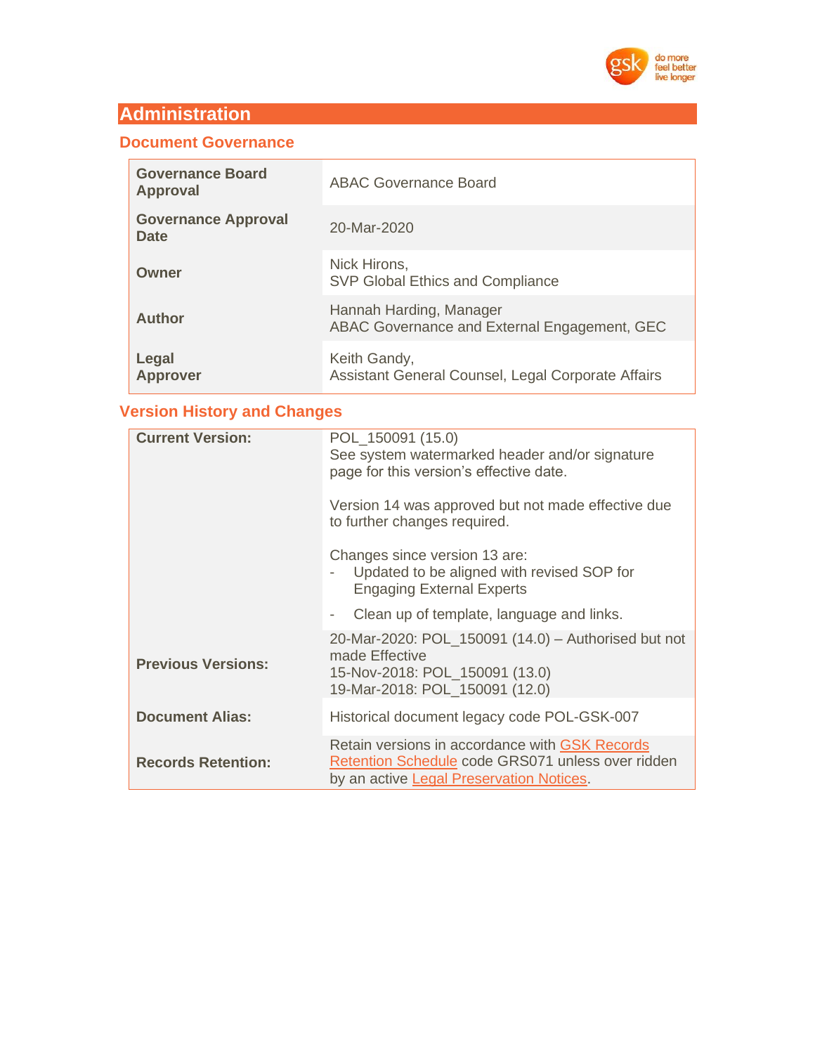# Administration

## Document Governance

| | |
|---|---|
| **Governance Board Approval** | ABAC Governance Board |
| **Governance Approval Date** | 20-Mar-2020 |
| **Owner** | Nick Hirons,<br>SVP Global Ethics and Compliance |
| **Author** | Hannah Harding, Manager<br>ABAC Governance and External Engagement, GEC |
| **Legal Approver** | Keith Gandy,<br>Assistant General Counsel, Legal Corporate Affairs |

## Version History and Changes

| | |
|---|---|
| **Current Version:** | POL_150091 (15.0)<br>See system watermarked header and/or signature page for this version's effective date.<br><br>Version 14 was approved but not made effective due to further changes required.<br><br>Changes since version 13 are:<br>- Updated to be aligned with revised SOP for Engaging External Experts<br>- Clean up of template, language and links. |
| **Previous Versions:** | 20-Mar-2020: POL_150091 (14.0) – Authorised but not made Effective<br>15-Nov-2018: POL_150091 (13.0)<br>19-Mar-2018: POL_150091 (12.0) |
| **Document Alias:** | Historical document legacy code POL-GSK-007 |
| **Records Retention:** | Retain versions in accordance with GSK Records Retention Schedule code GRS071 unless over ridden by an active Legal Preservation Notices. |